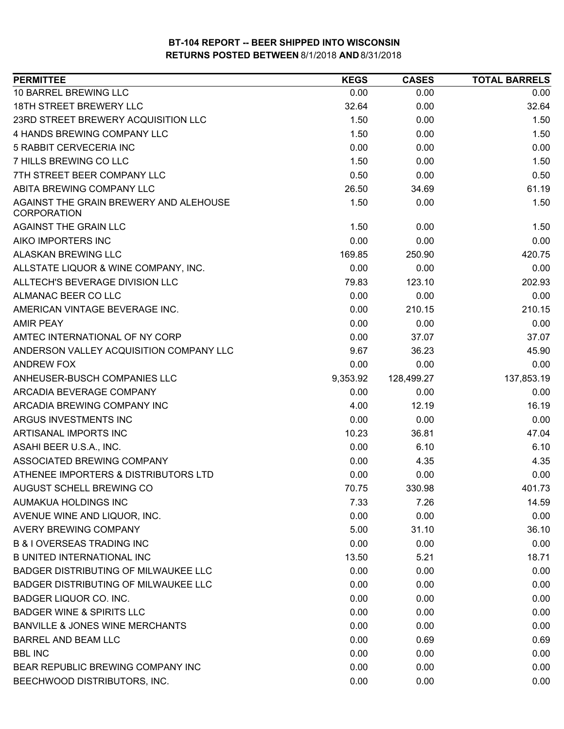**BT-104 REPORT -- BEER SHIPPED INTO WISCONSIN**
**RETURNS POSTED BETWEEN 8/1/2018 AND 8/31/2018**

| PERMITTEE | KEGS | CASES | TOTAL BARRELS |
|---|---|---|---|
| 10 BARREL BREWING LLC | 0.00 | 0.00 | 0.00 |
| 18TH STREET BREWERY LLC | 32.64 | 0.00 | 32.64 |
| 23RD STREET BREWERY ACQUISITION LLC | 1.50 | 0.00 | 1.50 |
| 4 HANDS BREWING COMPANY LLC | 1.50 | 0.00 | 1.50 |
| 5 RABBIT CERVECERIA INC | 0.00 | 0.00 | 0.00 |
| 7 HILLS BREWING CO LLC | 1.50 | 0.00 | 1.50 |
| 7TH STREET BEER COMPANY LLC | 0.50 | 0.00 | 0.50 |
| ABITA BREWING COMPANY LLC | 26.50 | 34.69 | 61.19 |
| AGAINST THE GRAIN BREWERY AND ALEHOUSE CORPORATION | 1.50 | 0.00 | 1.50 |
| AGAINST THE GRAIN LLC | 1.50 | 0.00 | 1.50 |
| AIKO IMPORTERS INC | 0.00 | 0.00 | 0.00 |
| ALASKAN BREWING LLC | 169.85 | 250.90 | 420.75 |
| ALLSTATE LIQUOR & WINE COMPANY, INC. | 0.00 | 0.00 | 0.00 |
| ALLTECH'S BEVERAGE DIVISION LLC | 79.83 | 123.10 | 202.93 |
| ALMANAC BEER CO LLC | 0.00 | 0.00 | 0.00 |
| AMERICAN VINTAGE BEVERAGE INC. | 0.00 | 210.15 | 210.15 |
| AMIR PEAY | 0.00 | 0.00 | 0.00 |
| AMTEC INTERNATIONAL OF NY CORP | 0.00 | 37.07 | 37.07 |
| ANDERSON VALLEY ACQUISITION COMPANY LLC | 9.67 | 36.23 | 45.90 |
| ANDREW FOX | 0.00 | 0.00 | 0.00 |
| ANHEUSER-BUSCH COMPANIES LLC | 9,353.92 | 128,499.27 | 137,853.19 |
| ARCADIA BEVERAGE COMPANY | 0.00 | 0.00 | 0.00 |
| ARCADIA BREWING COMPANY INC | 4.00 | 12.19 | 16.19 |
| ARGUS INVESTMENTS INC | 0.00 | 0.00 | 0.00 |
| ARTISANAL IMPORTS INC | 10.23 | 36.81 | 47.04 |
| ASAHI BEER U.S.A., INC. | 0.00 | 6.10 | 6.10 |
| ASSOCIATED BREWING COMPANY | 0.00 | 4.35 | 4.35 |
| ATHENEE IMPORTERS & DISTRIBUTORS LTD | 0.00 | 0.00 | 0.00 |
| AUGUST SCHELL BREWING CO | 70.75 | 330.98 | 401.73 |
| AUMAKUA HOLDINGS INC | 7.33 | 7.26 | 14.59 |
| AVENUE WINE AND LIQUOR, INC. | 0.00 | 0.00 | 0.00 |
| AVERY BREWING COMPANY | 5.00 | 31.10 | 36.10 |
| B & I OVERSEAS TRADING INC | 0.00 | 0.00 | 0.00 |
| B UNITED INTERNATIONAL INC | 13.50 | 5.21 | 18.71 |
| BADGER DISTRIBUTING OF MILWAUKEE LLC | 0.00 | 0.00 | 0.00 |
| BADGER DISTRIBUTING OF MILWAUKEE LLC | 0.00 | 0.00 | 0.00 |
| BADGER LIQUOR CO. INC. | 0.00 | 0.00 | 0.00 |
| BADGER WINE & SPIRITS LLC | 0.00 | 0.00 | 0.00 |
| BANVILLE & JONES WINE MERCHANTS | 0.00 | 0.00 | 0.00 |
| BARREL AND BEAM LLC | 0.00 | 0.69 | 0.69 |
| BBL INC | 0.00 | 0.00 | 0.00 |
| BEAR REPUBLIC BREWING COMPANY INC | 0.00 | 0.00 | 0.00 |
| BEECHWOOD DISTRIBUTORS, INC. | 0.00 | 0.00 | 0.00 |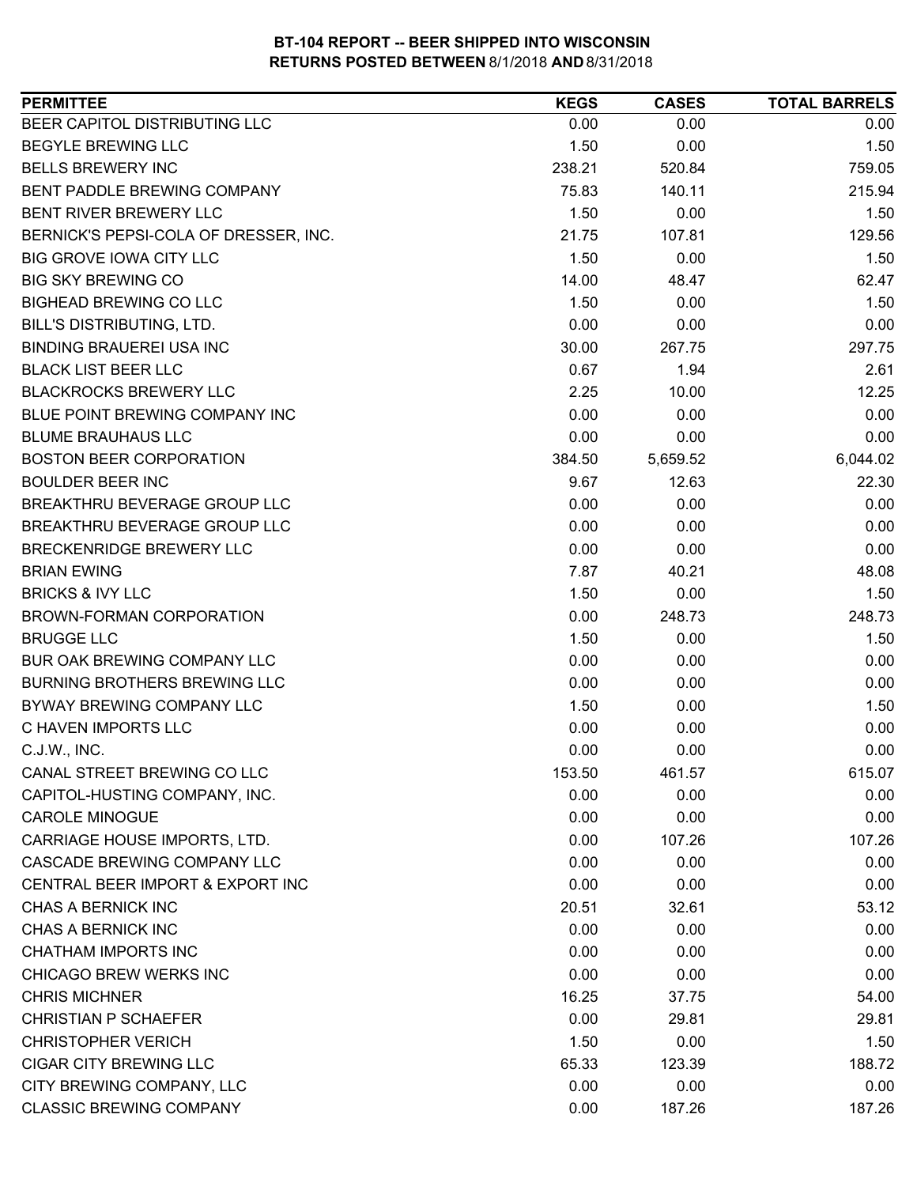# BT-104 REPORT -- BEER SHIPPED INTO WISCONSIN
## RETURNS POSTED BETWEEN 8/1/2018 AND 8/31/2018

| PERMITTEE | KEGS | CASES | TOTAL BARRELS |
|---|---|---|---|
| BEER CAPITOL DISTRIBUTING LLC | 0.00 | 0.00 | 0.00 |
| BEGYLE BREWING LLC | 1.50 | 0.00 | 1.50 |
| BELLS BREWERY INC | 238.21 | 520.84 | 759.05 |
| BENT PADDLE BREWING COMPANY | 75.83 | 140.11 | 215.94 |
| BENT RIVER BREWERY LLC | 1.50 | 0.00 | 1.50 |
| BERNICK'S PEPSI-COLA OF DRESSER, INC. | 21.75 | 107.81 | 129.56 |
| BIG GROVE IOWA CITY LLC | 1.50 | 0.00 | 1.50 |
| BIG SKY BREWING CO | 14.00 | 48.47 | 62.47 |
| BIGHEAD BREWING CO LLC | 1.50 | 0.00 | 1.50 |
| BILL'S DISTRIBUTING, LTD. | 0.00 | 0.00 | 0.00 |
| BINDING BRAUEREI USA INC | 30.00 | 267.75 | 297.75 |
| BLACK LIST BEER LLC | 0.67 | 1.94 | 2.61 |
| BLACKROCKS BREWERY LLC | 2.25 | 10.00 | 12.25 |
| BLUE POINT BREWING COMPANY INC | 0.00 | 0.00 | 0.00 |
| BLUME BRAUHAUS LLC | 0.00 | 0.00 | 0.00 |
| BOSTON BEER CORPORATION | 384.50 | 5,659.52 | 6,044.02 |
| BOULDER BEER INC | 9.67 | 12.63 | 22.30 |
| BREAKTHRU BEVERAGE GROUP LLC | 0.00 | 0.00 | 0.00 |
| BREAKTHRU BEVERAGE GROUP LLC | 0.00 | 0.00 | 0.00 |
| BRECKENRIDGE BREWERY LLC | 0.00 | 0.00 | 0.00 |
| BRIAN EWING | 7.87 | 40.21 | 48.08 |
| BRICKS & IVY LLC | 1.50 | 0.00 | 1.50 |
| BROWN-FORMAN CORPORATION | 0.00 | 248.73 | 248.73 |
| BRUGGE LLC | 1.50 | 0.00 | 1.50 |
| BUR OAK BREWING COMPANY LLC | 0.00 | 0.00 | 0.00 |
| BURNING BROTHERS BREWING LLC | 0.00 | 0.00 | 0.00 |
| BYWAY BREWING COMPANY LLC | 1.50 | 0.00 | 1.50 |
| C HAVEN IMPORTS LLC | 0.00 | 0.00 | 0.00 |
| C.J.W., INC. | 0.00 | 0.00 | 0.00 |
| CANAL STREET BREWING CO LLC | 153.50 | 461.57 | 615.07 |
| CAPITOL-HUSTING COMPANY, INC. | 0.00 | 0.00 | 0.00 |
| CAROLE MINOGUE | 0.00 | 0.00 | 0.00 |
| CARRIAGE HOUSE IMPORTS, LTD. | 0.00 | 107.26 | 107.26 |
| CASCADE BREWING COMPANY LLC | 0.00 | 0.00 | 0.00 |
| CENTRAL BEER IMPORT & EXPORT INC | 0.00 | 0.00 | 0.00 |
| CHAS A BERNICK INC | 20.51 | 32.61 | 53.12 |
| CHAS A BERNICK INC | 0.00 | 0.00 | 0.00 |
| CHATHAM IMPORTS INC | 0.00 | 0.00 | 0.00 |
| CHICAGO BREW WERKS INC | 0.00 | 0.00 | 0.00 |
| CHRIS MICHNER | 16.25 | 37.75 | 54.00 |
| CHRISTIAN P SCHAEFER | 0.00 | 29.81 | 29.81 |
| CHRISTOPHER VERICH | 1.50 | 0.00 | 1.50 |
| CIGAR CITY BREWING LLC | 65.33 | 123.39 | 188.72 |
| CITY BREWING COMPANY, LLC | 0.00 | 0.00 | 0.00 |
| CLASSIC BREWING COMPANY | 0.00 | 187.26 | 187.26 |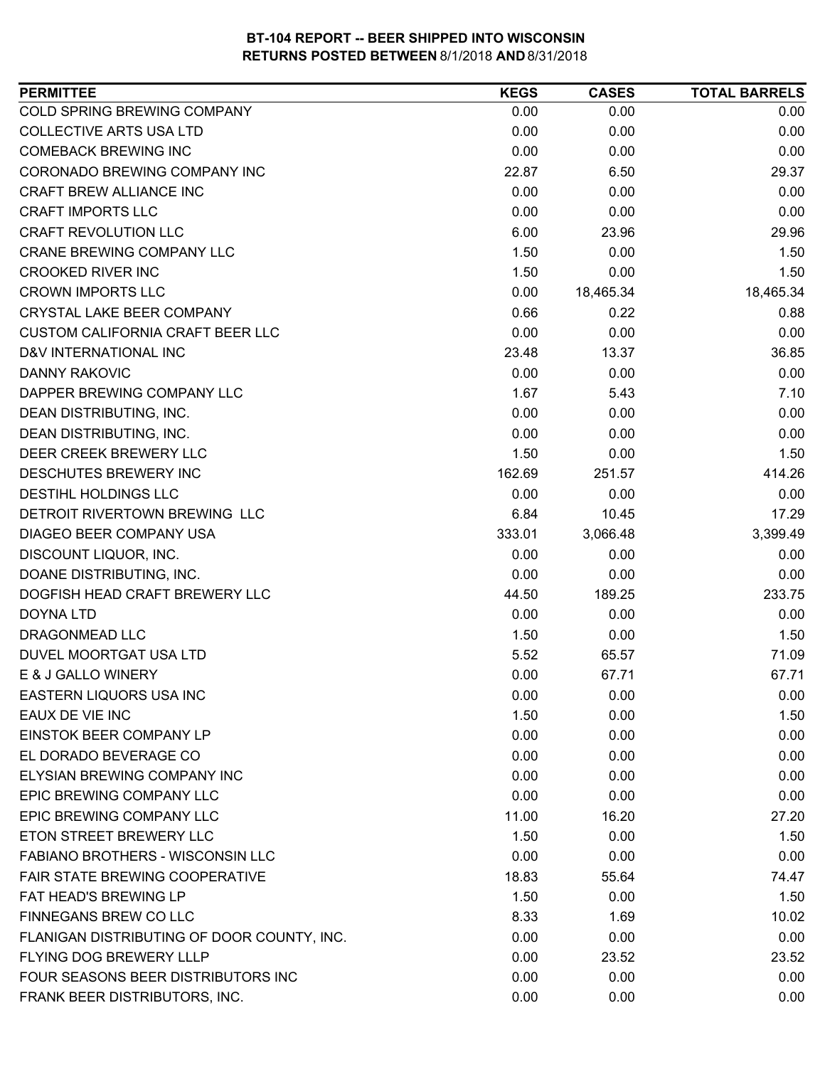**BT-104 REPORT -- BEER SHIPPED INTO WISCONSIN**
**RETURNS POSTED BETWEEN** 8/1/2018 **AND** 8/31/2018

| PERMITTEE | KEGS | CASES | TOTAL BARRELS |
|---|---|---|---|
| COLD SPRING BREWING COMPANY | 0.00 | 0.00 | 0.00 |
| COLLECTIVE ARTS USA LTD | 0.00 | 0.00 | 0.00 |
| COMEBACK BREWING INC | 0.00 | 0.00 | 0.00 |
| CORONADO BREWING COMPANY INC | 22.87 | 6.50 | 29.37 |
| CRAFT BREW ALLIANCE INC | 0.00 | 0.00 | 0.00 |
| CRAFT IMPORTS LLC | 0.00 | 0.00 | 0.00 |
| CRAFT REVOLUTION LLC | 6.00 | 23.96 | 29.96 |
| CRANE BREWING COMPANY LLC | 1.50 | 0.00 | 1.50 |
| CROOKED RIVER INC | 1.50 | 0.00 | 1.50 |
| CROWN IMPORTS LLC | 0.00 | 18,465.34 | 18,465.34 |
| CRYSTAL LAKE BEER COMPANY | 0.66 | 0.22 | 0.88 |
| CUSTOM CALIFORNIA CRAFT BEER LLC | 0.00 | 0.00 | 0.00 |
| D&V INTERNATIONAL INC | 23.48 | 13.37 | 36.85 |
| DANNY RAKOVIC | 0.00 | 0.00 | 0.00 |
| DAPPER BREWING COMPANY LLC | 1.67 | 5.43 | 7.10 |
| DEAN DISTRIBUTING, INC. | 0.00 | 0.00 | 0.00 |
| DEAN DISTRIBUTING, INC. | 0.00 | 0.00 | 0.00 |
| DEER CREEK BREWERY LLC | 1.50 | 0.00 | 1.50 |
| DESCHUTES BREWERY INC | 162.69 | 251.57 | 414.26 |
| DESTIHL HOLDINGS LLC | 0.00 | 0.00 | 0.00 |
| DETROIT RIVERTOWN BREWING LLC | 6.84 | 10.45 | 17.29 |
| DIAGEO BEER COMPANY USA | 333.01 | 3,066.48 | 3,399.49 |
| DISCOUNT LIQUOR, INC. | 0.00 | 0.00 | 0.00 |
| DOANE DISTRIBUTING, INC. | 0.00 | 0.00 | 0.00 |
| DOGFISH HEAD CRAFT BREWERY LLC | 44.50 | 189.25 | 233.75 |
| DOYNA LTD | 0.00 | 0.00 | 0.00 |
| DRAGONMEAD LLC | 1.50 | 0.00 | 1.50 |
| DUVEL MOORTGAT USA LTD | 5.52 | 65.57 | 71.09 |
| E & J GALLO WINERY | 0.00 | 67.71 | 67.71 |
| EASTERN LIQUORS USA INC | 0.00 | 0.00 | 0.00 |
| EAUX DE VIE INC | 1.50 | 0.00 | 1.50 |
| EINSTOK BEER COMPANY LP | 0.00 | 0.00 | 0.00 |
| EL DORADO BEVERAGE CO | 0.00 | 0.00 | 0.00 |
| ELYSIAN BREWING COMPANY INC | 0.00 | 0.00 | 0.00 |
| EPIC BREWING COMPANY LLC | 0.00 | 0.00 | 0.00 |
| EPIC BREWING COMPANY LLC | 11.00 | 16.20 | 27.20 |
| ETON STREET BREWERY LLC | 1.50 | 0.00 | 1.50 |
| FABIANO BROTHERS - WISCONSIN LLC | 0.00 | 0.00 | 0.00 |
| FAIR STATE BREWING COOPERATIVE | 18.83 | 55.64 | 74.47 |
| FAT HEAD'S BREWING LP | 1.50 | 0.00 | 1.50 |
| FINNEGANS BREW CO LLC | 8.33 | 1.69 | 10.02 |
| FLANIGAN DISTRIBUTING OF DOOR COUNTY, INC. | 0.00 | 0.00 | 0.00 |
| FLYING DOG BREWERY LLLP | 0.00 | 23.52 | 23.52 |
| FOUR SEASONS BEER DISTRIBUTORS INC | 0.00 | 0.00 | 0.00 |
| FRANK BEER DISTRIBUTORS, INC. | 0.00 | 0.00 | 0.00 |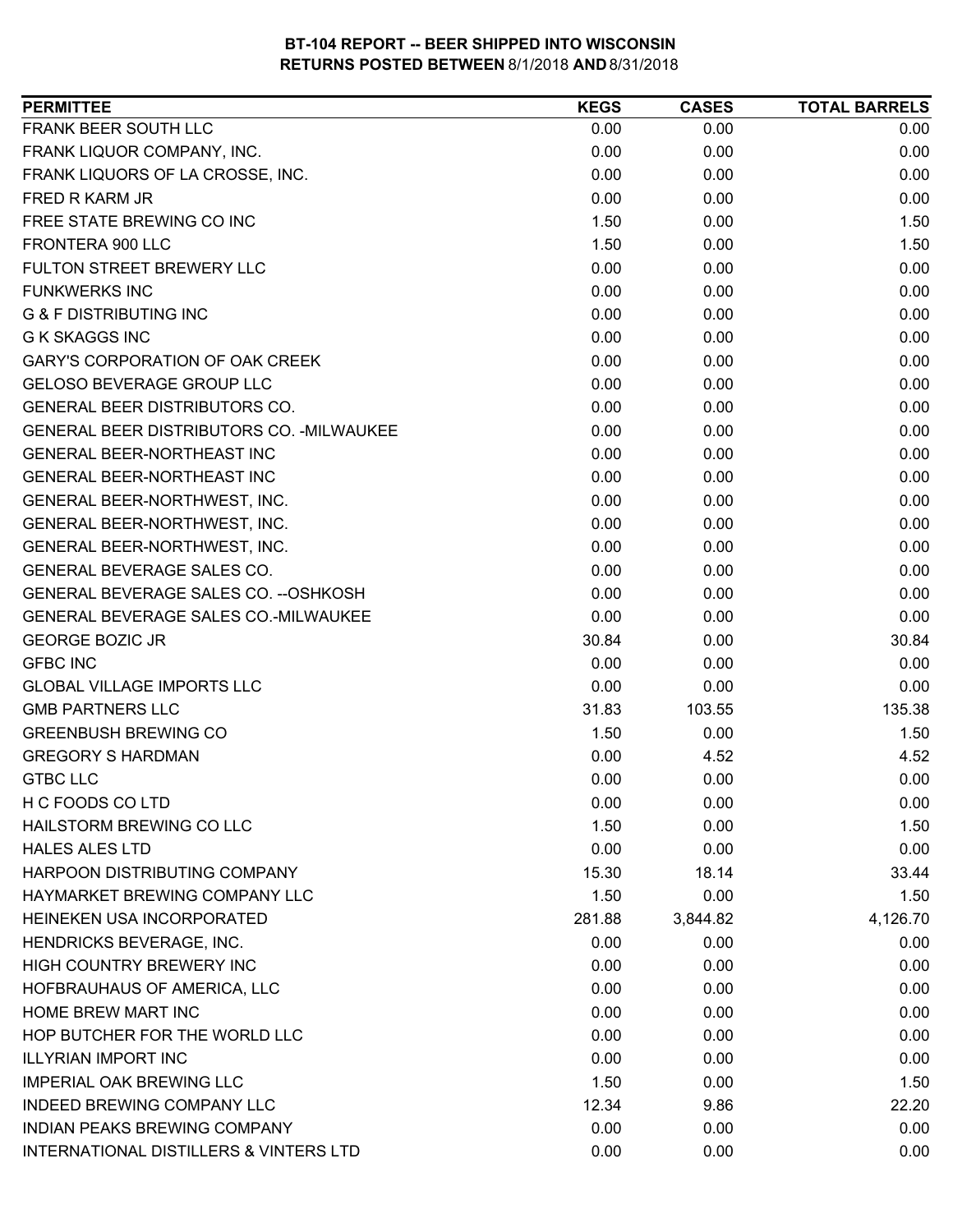**BT-104 REPORT -- BEER SHIPPED INTO WISCONSIN**
**RETURNS POSTED BETWEEN 8/1/2018 AND 8/31/2018**

| PERMITTEE | KEGS | CASES | TOTAL BARRELS |
|---|---|---|---|
| FRANK BEER SOUTH LLC | 0.00 | 0.00 | 0.00 |
| FRANK LIQUOR COMPANY, INC. | 0.00 | 0.00 | 0.00 |
| FRANK LIQUORS OF LA CROSSE, INC. | 0.00 | 0.00 | 0.00 |
| FRED R KARM JR | 0.00 | 0.00 | 0.00 |
| FREE STATE BREWING CO INC | 1.50 | 0.00 | 1.50 |
| FRONTERA 900 LLC | 1.50 | 0.00 | 1.50 |
| FULTON STREET BREWERY LLC | 0.00 | 0.00 | 0.00 |
| FUNKWERKS INC | 0.00 | 0.00 | 0.00 |
| G & F DISTRIBUTING INC | 0.00 | 0.00 | 0.00 |
| G K SKAGGS INC | 0.00 | 0.00 | 0.00 |
| GARY'S CORPORATION OF OAK CREEK | 0.00 | 0.00 | 0.00 |
| GELOSO BEVERAGE GROUP LLC | 0.00 | 0.00 | 0.00 |
| GENERAL BEER DISTRIBUTORS CO. | 0.00 | 0.00 | 0.00 |
| GENERAL BEER DISTRIBUTORS CO. -MILWAUKEE | 0.00 | 0.00 | 0.00 |
| GENERAL BEER-NORTHEAST INC | 0.00 | 0.00 | 0.00 |
| GENERAL BEER-NORTHEAST INC | 0.00 | 0.00 | 0.00 |
| GENERAL BEER-NORTHWEST, INC. | 0.00 | 0.00 | 0.00 |
| GENERAL BEER-NORTHWEST, INC. | 0.00 | 0.00 | 0.00 |
| GENERAL BEER-NORTHWEST, INC. | 0.00 | 0.00 | 0.00 |
| GENERAL BEVERAGE SALES CO. | 0.00 | 0.00 | 0.00 |
| GENERAL BEVERAGE SALES CO. --OSHKOSH | 0.00 | 0.00 | 0.00 |
| GENERAL BEVERAGE SALES CO.-MILWAUKEE | 0.00 | 0.00 | 0.00 |
| GEORGE BOZIC JR | 30.84 | 0.00 | 30.84 |
| GFBC INC | 0.00 | 0.00 | 0.00 |
| GLOBAL VILLAGE IMPORTS LLC | 0.00 | 0.00 | 0.00 |
| GMB PARTNERS LLC | 31.83 | 103.55 | 135.38 |
| GREENBUSH BREWING CO | 1.50 | 0.00 | 1.50 |
| GREGORY S HARDMAN | 0.00 | 4.52 | 4.52 |
| GTBC LLC | 0.00 | 0.00 | 0.00 |
| H C FOODS CO LTD | 0.00 | 0.00 | 0.00 |
| HAILSTORM BREWING CO LLC | 1.50 | 0.00 | 1.50 |
| HALES ALES LTD | 0.00 | 0.00 | 0.00 |
| HARPOON DISTRIBUTING COMPANY | 15.30 | 18.14 | 33.44 |
| HAYMARKET BREWING COMPANY LLC | 1.50 | 0.00 | 1.50 |
| HEINEKEN USA INCORPORATED | 281.88 | 3,844.82 | 4,126.70 |
| HENDRICKS BEVERAGE, INC. | 0.00 | 0.00 | 0.00 |
| HIGH COUNTRY BREWERY INC | 0.00 | 0.00 | 0.00 |
| HOFBRAUHAUS OF AMERICA, LLC | 0.00 | 0.00 | 0.00 |
| HOME BREW MART INC | 0.00 | 0.00 | 0.00 |
| HOP BUTCHER FOR THE WORLD LLC | 0.00 | 0.00 | 0.00 |
| ILLYRIAN IMPORT INC | 0.00 | 0.00 | 0.00 |
| IMPERIAL OAK BREWING LLC | 1.50 | 0.00 | 1.50 |
| INDEED BREWING COMPANY LLC | 12.34 | 9.86 | 22.20 |
| INDIAN PEAKS BREWING COMPANY | 0.00 | 0.00 | 0.00 |
| INTERNATIONAL DISTILLERS & VINTERS LTD | 0.00 | 0.00 | 0.00 |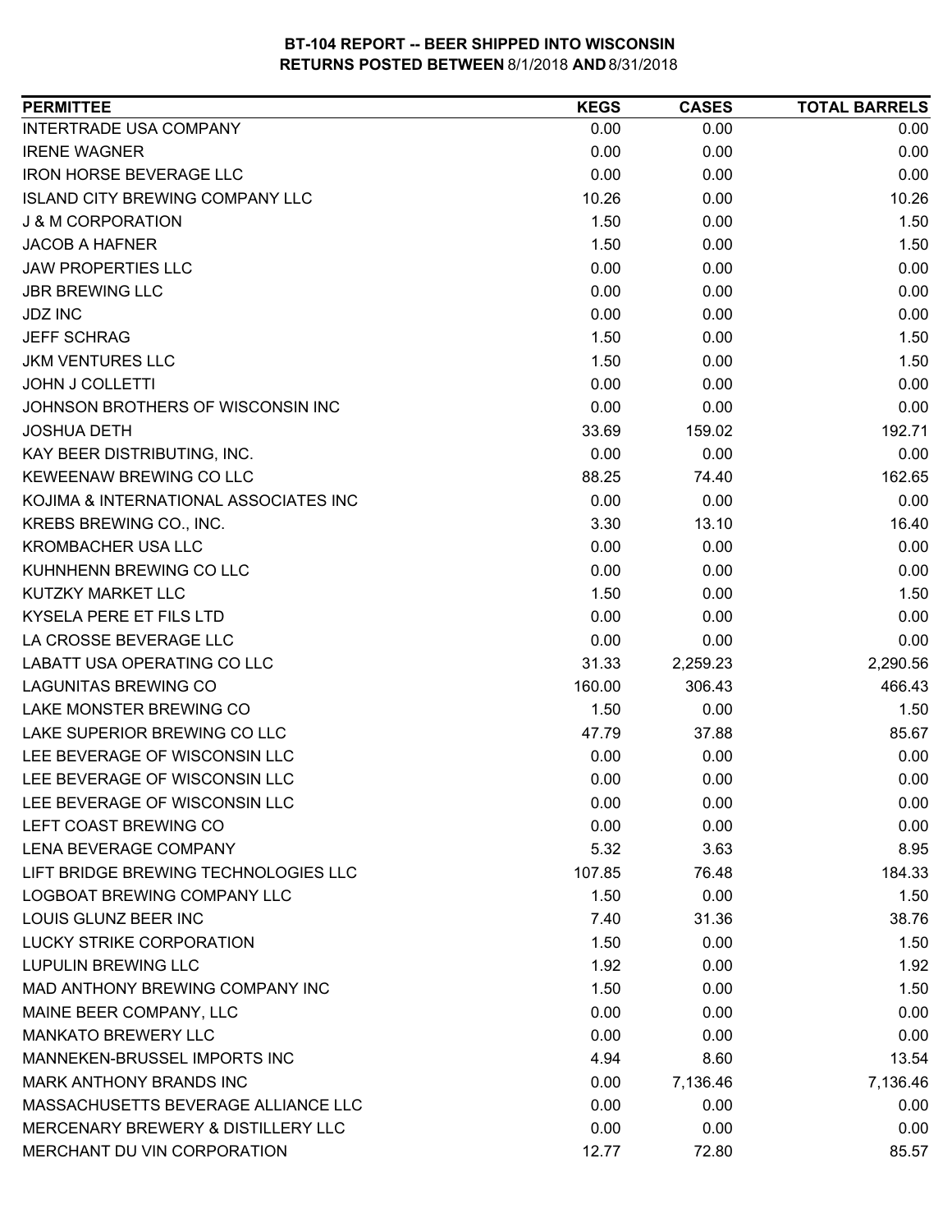**BT-104 REPORT -- BEER SHIPPED INTO WISCONSIN**
**RETURNS POSTED BETWEEN 8/1/2018 AND 8/31/2018**

| PERMITTEE | KEGS | CASES | TOTAL BARRELS |
|---|---|---|---|
| INTERTRADE USA COMPANY | 0.00 | 0.00 | 0.00 |
| IRENE WAGNER | 0.00 | 0.00 | 0.00 |
| IRON HORSE BEVERAGE LLC | 0.00 | 0.00 | 0.00 |
| ISLAND CITY BREWING COMPANY LLC | 10.26 | 0.00 | 10.26 |
| J & M CORPORATION | 1.50 | 0.00 | 1.50 |
| JACOB A HAFNER | 1.50 | 0.00 | 1.50 |
| JAW PROPERTIES LLC | 0.00 | 0.00 | 0.00 |
| JBR BREWING LLC | 0.00 | 0.00 | 0.00 |
| JDZ INC | 0.00 | 0.00 | 0.00 |
| JEFF SCHRAG | 1.50 | 0.00 | 1.50 |
| JKM VENTURES LLC | 1.50 | 0.00 | 1.50 |
| JOHN J COLLETTI | 0.00 | 0.00 | 0.00 |
| JOHNSON BROTHERS OF WISCONSIN INC | 0.00 | 0.00 | 0.00 |
| JOSHUA DETH | 33.69 | 159.02 | 192.71 |
| KAY BEER DISTRIBUTING, INC. | 0.00 | 0.00 | 0.00 |
| KEWEENAW BREWING CO LLC | 88.25 | 74.40 | 162.65 |
| KOJIMA & INTERNATIONAL ASSOCIATES INC | 0.00 | 0.00 | 0.00 |
| KREBS BREWING CO., INC. | 3.30 | 13.10 | 16.40 |
| KROMBACHER USA LLC | 0.00 | 0.00 | 0.00 |
| KUHNHENN BREWING CO LLC | 0.00 | 0.00 | 0.00 |
| KUTZKY MARKET LLC | 1.50 | 0.00 | 1.50 |
| KYSELA PERE ET FILS LTD | 0.00 | 0.00 | 0.00 |
| LA CROSSE BEVERAGE LLC | 0.00 | 0.00 | 0.00 |
| LABATT USA OPERATING CO LLC | 31.33 | 2,259.23 | 2,290.56 |
| LAGUNITAS BREWING CO | 160.00 | 306.43 | 466.43 |
| LAKE MONSTER BREWING CO | 1.50 | 0.00 | 1.50 |
| LAKE SUPERIOR BREWING CO LLC | 47.79 | 37.88 | 85.67 |
| LEE BEVERAGE OF WISCONSIN LLC | 0.00 | 0.00 | 0.00 |
| LEE BEVERAGE OF WISCONSIN LLC | 0.00 | 0.00 | 0.00 |
| LEE BEVERAGE OF WISCONSIN LLC | 0.00 | 0.00 | 0.00 |
| LEFT COAST BREWING CO | 0.00 | 0.00 | 0.00 |
| LENA BEVERAGE COMPANY | 5.32 | 3.63 | 8.95 |
| LIFT BRIDGE BREWING TECHNOLOGIES LLC | 107.85 | 76.48 | 184.33 |
| LOGBOAT BREWING COMPANY LLC | 1.50 | 0.00 | 1.50 |
| LOUIS GLUNZ BEER INC | 7.40 | 31.36 | 38.76 |
| LUCKY STRIKE CORPORATION | 1.50 | 0.00 | 1.50 |
| LUPULIN BREWING LLC | 1.92 | 0.00 | 1.92 |
| MAD ANTHONY BREWING COMPANY INC | 1.50 | 0.00 | 1.50 |
| MAINE BEER COMPANY, LLC | 0.00 | 0.00 | 0.00 |
| MANKATO BREWERY LLC | 0.00 | 0.00 | 0.00 |
| MANNEKEN-BRUSSEL IMPORTS INC | 4.94 | 8.60 | 13.54 |
| MARK ANTHONY BRANDS INC | 0.00 | 7,136.46 | 7,136.46 |
| MASSACHUSETTS BEVERAGE ALLIANCE LLC | 0.00 | 0.00 | 0.00 |
| MERCENARY BREWERY & DISTILLERY LLC | 0.00 | 0.00 | 0.00 |
| MERCHANT DU VIN CORPORATION | 12.77 | 72.80 | 85.57 |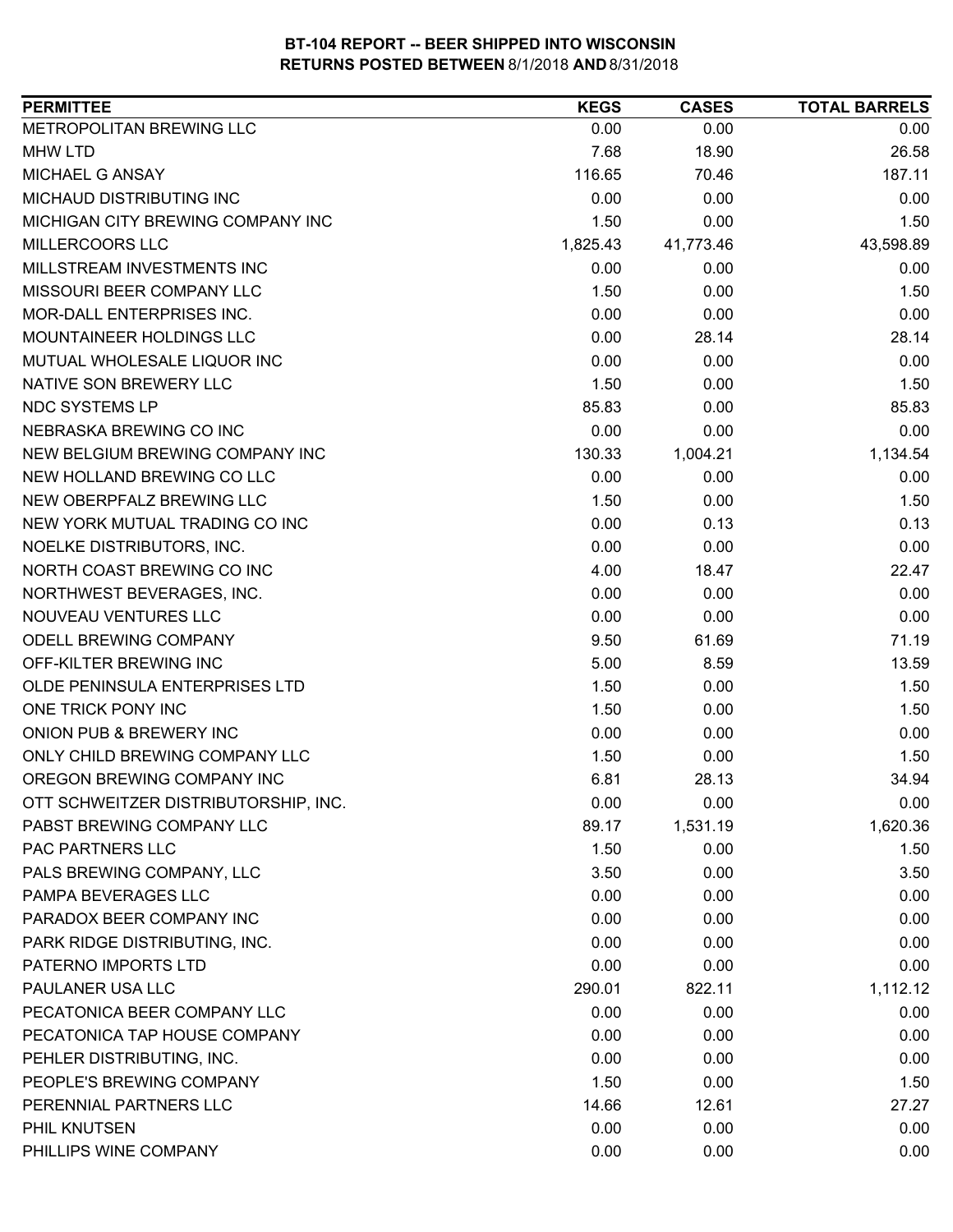## BT-104 REPORT -- BEER SHIPPED INTO WISCONSIN
## RETURNS POSTED BETWEEN 8/1/2018 AND 8/31/2018

| PERMITTEE | KEGS | CASES | TOTAL BARRELS |
|---|---|---|---|
| METROPOLITAN BREWING LLC | 0.00 | 0.00 | 0.00 |
| MHW LTD | 7.68 | 18.90 | 26.58 |
| MICHAEL G ANSAY | 116.65 | 70.46 | 187.11 |
| MICHAUD DISTRIBUTING INC | 0.00 | 0.00 | 0.00 |
| MICHIGAN CITY BREWING COMPANY INC | 1.50 | 0.00 | 1.50 |
| MILLERCOORS LLC | 1,825.43 | 41,773.46 | 43,598.89 |
| MILLSTREAM INVESTMENTS INC | 0.00 | 0.00 | 0.00 |
| MISSOURI BEER COMPANY LLC | 1.50 | 0.00 | 1.50 |
| MOR-DALL ENTERPRISES INC. | 0.00 | 0.00 | 0.00 |
| MOUNTAINEER HOLDINGS LLC | 0.00 | 28.14 | 28.14 |
| MUTUAL WHOLESALE LIQUOR INC | 0.00 | 0.00 | 0.00 |
| NATIVE SON BREWERY LLC | 1.50 | 0.00 | 1.50 |
| NDC SYSTEMS LP | 85.83 | 0.00 | 85.83 |
| NEBRASKA BREWING CO INC | 0.00 | 0.00 | 0.00 |
| NEW BELGIUM BREWING COMPANY INC | 130.33 | 1,004.21 | 1,134.54 |
| NEW HOLLAND BREWING CO LLC | 0.00 | 0.00 | 0.00 |
| NEW OBERPFALZ BREWING LLC | 1.50 | 0.00 | 1.50 |
| NEW YORK MUTUAL TRADING CO INC | 0.00 | 0.13 | 0.13 |
| NOELKE DISTRIBUTORS, INC. | 0.00 | 0.00 | 0.00 |
| NORTH COAST BREWING CO INC | 4.00 | 18.47 | 22.47 |
| NORTHWEST BEVERAGES, INC. | 0.00 | 0.00 | 0.00 |
| NOUVEAU VENTURES LLC | 0.00 | 0.00 | 0.00 |
| ODELL BREWING COMPANY | 9.50 | 61.69 | 71.19 |
| OFF-KILTER BREWING INC | 5.00 | 8.59 | 13.59 |
| OLDE PENINSULA ENTERPRISES LTD | 1.50 | 0.00 | 1.50 |
| ONE TRICK PONY INC | 1.50 | 0.00 | 1.50 |
| ONION PUB & BREWERY INC | 0.00 | 0.00 | 0.00 |
| ONLY CHILD BREWING COMPANY LLC | 1.50 | 0.00 | 1.50 |
| OREGON BREWING COMPANY INC | 6.81 | 28.13 | 34.94 |
| OTT SCHWEITZER DISTRIBUTORSHIP, INC. | 0.00 | 0.00 | 0.00 |
| PABST BREWING COMPANY LLC | 89.17 | 1,531.19 | 1,620.36 |
| PAC PARTNERS LLC | 1.50 | 0.00 | 1.50 |
| PALS BREWING COMPANY, LLC | 3.50 | 0.00 | 3.50 |
| PAMPA BEVERAGES LLC | 0.00 | 0.00 | 0.00 |
| PARADOX BEER COMPANY INC | 0.00 | 0.00 | 0.00 |
| PARK RIDGE DISTRIBUTING, INC. | 0.00 | 0.00 | 0.00 |
| PATERNO IMPORTS LTD | 0.00 | 0.00 | 0.00 |
| PAULANER USA LLC | 290.01 | 822.11 | 1,112.12 |
| PECATONICA BEER COMPANY LLC | 0.00 | 0.00 | 0.00 |
| PECATONICA TAP HOUSE COMPANY | 0.00 | 0.00 | 0.00 |
| PEHLER DISTRIBUTING, INC. | 0.00 | 0.00 | 0.00 |
| PEOPLE'S BREWING COMPANY | 1.50 | 0.00 | 1.50 |
| PERENNIAL PARTNERS LLC | 14.66 | 12.61 | 27.27 |
| PHIL KNUTSEN | 0.00 | 0.00 | 0.00 |
| PHILLIPS WINE COMPANY | 0.00 | 0.00 | 0.00 |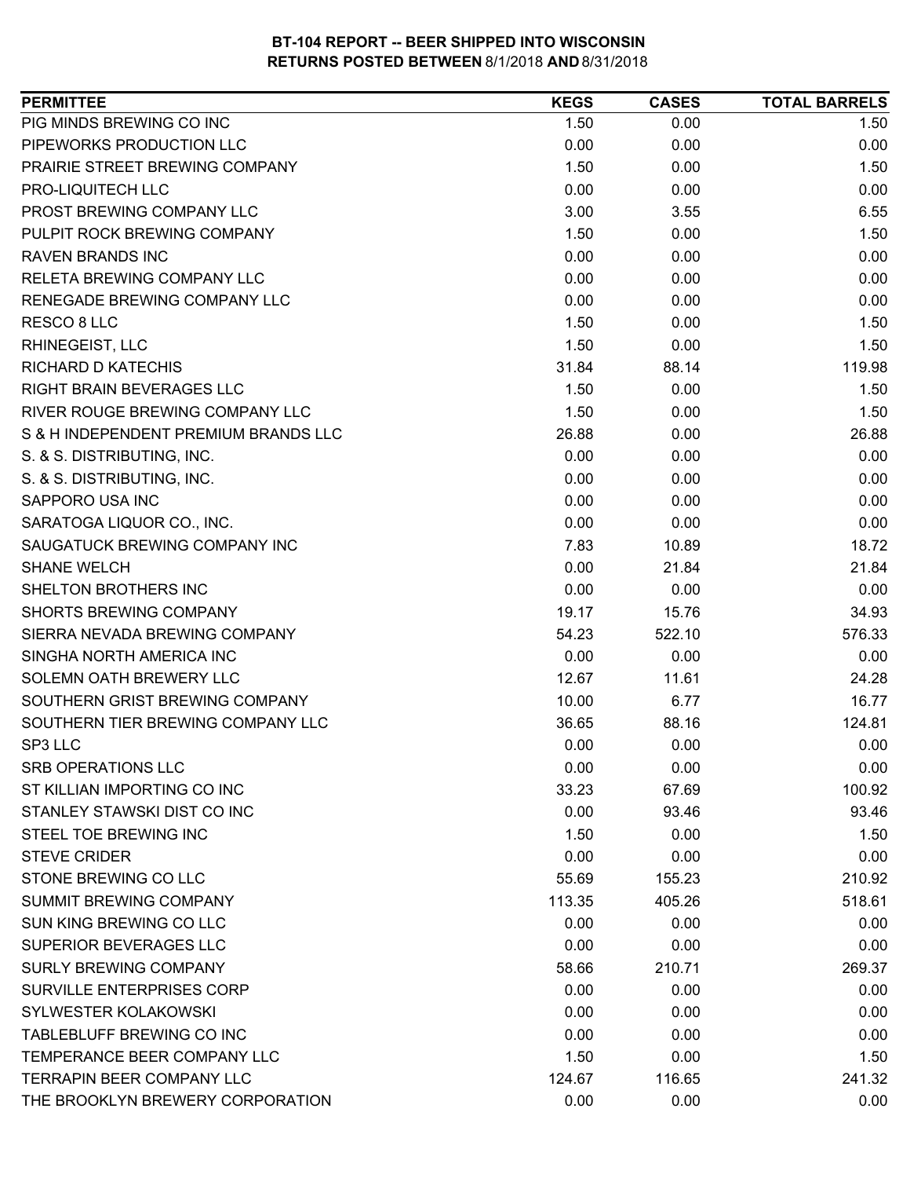**BT-104 REPORT -- BEER SHIPPED INTO WISCONSIN**
**RETURNS POSTED BETWEEN** 8/1/2018 **AND** 8/31/2018

| PERMITTEE | KEGS | CASES | TOTAL BARRELS |
|---|---|---|---|
| PIG MINDS BREWING CO INC | 1.50 | 0.00 | 1.50 |
| PIPEWORKS PRODUCTION LLC | 0.00 | 0.00 | 0.00 |
| PRAIRIE STREET BREWING COMPANY | 1.50 | 0.00 | 1.50 |
| PRO-LIQUITECH LLC | 0.00 | 0.00 | 0.00 |
| PROST BREWING COMPANY LLC | 3.00 | 3.55 | 6.55 |
| PULPIT ROCK BREWING COMPANY | 1.50 | 0.00 | 1.50 |
| RAVEN BRANDS INC | 0.00 | 0.00 | 0.00 |
| RELETA BREWING COMPANY LLC | 0.00 | 0.00 | 0.00 |
| RENEGADE BREWING COMPANY LLC | 0.00 | 0.00 | 0.00 |
| RESCO 8 LLC | 1.50 | 0.00 | 1.50 |
| RHINEGEIST, LLC | 1.50 | 0.00 | 1.50 |
| RICHARD D KATECHIS | 31.84 | 88.14 | 119.98 |
| RIGHT BRAIN BEVERAGES LLC | 1.50 | 0.00 | 1.50 |
| RIVER ROUGE BREWING COMPANY LLC | 1.50 | 0.00 | 1.50 |
| S & H INDEPENDENT PREMIUM BRANDS LLC | 26.88 | 0.00 | 26.88 |
| S. & S. DISTRIBUTING, INC. | 0.00 | 0.00 | 0.00 |
| S. & S. DISTRIBUTING, INC. | 0.00 | 0.00 | 0.00 |
| SAPPORO USA INC | 0.00 | 0.00 | 0.00 |
| SARATOGA LIQUOR CO., INC. | 0.00 | 0.00 | 0.00 |
| SAUGATUCK BREWING COMPANY INC | 7.83 | 10.89 | 18.72 |
| SHANE WELCH | 0.00 | 21.84 | 21.84 |
| SHELTON BROTHERS INC | 0.00 | 0.00 | 0.00 |
| SHORTS BREWING COMPANY | 19.17 | 15.76 | 34.93 |
| SIERRA NEVADA BREWING COMPANY | 54.23 | 522.10 | 576.33 |
| SINGHA NORTH AMERICA INC | 0.00 | 0.00 | 0.00 |
| SOLEMN OATH BREWERY LLC | 12.67 | 11.61 | 24.28 |
| SOUTHERN GRIST BREWING COMPANY | 10.00 | 6.77 | 16.77 |
| SOUTHERN TIER BREWING COMPANY LLC | 36.65 | 88.16 | 124.81 |
| SP3 LLC | 0.00 | 0.00 | 0.00 |
| SRB OPERATIONS LLC | 0.00 | 0.00 | 0.00 |
| ST KILLIAN IMPORTING CO INC | 33.23 | 67.69 | 100.92 |
| STANLEY STAWSKI DIST CO INC | 0.00 | 93.46 | 93.46 |
| STEEL TOE BREWING INC | 1.50 | 0.00 | 1.50 |
| STEVE CRIDER | 0.00 | 0.00 | 0.00 |
| STONE BREWING CO LLC | 55.69 | 155.23 | 210.92 |
| SUMMIT BREWING COMPANY | 113.35 | 405.26 | 518.61 |
| SUN KING BREWING CO LLC | 0.00 | 0.00 | 0.00 |
| SUPERIOR BEVERAGES LLC | 0.00 | 0.00 | 0.00 |
| SURLY BREWING COMPANY | 58.66 | 210.71 | 269.37 |
| SURVILLE ENTERPRISES CORP | 0.00 | 0.00 | 0.00 |
| SYLWESTER KOLAKOWSKI | 0.00 | 0.00 | 0.00 |
| TABLEBLUFF BREWING CO INC | 0.00 | 0.00 | 0.00 |
| TEMPERANCE BEER COMPANY LLC | 1.50 | 0.00 | 1.50 |
| TERRAPIN BEER COMPANY LLC | 124.67 | 116.65 | 241.32 |
| THE BROOKLYN BREWERY CORPORATION | 0.00 | 0.00 | 0.00 |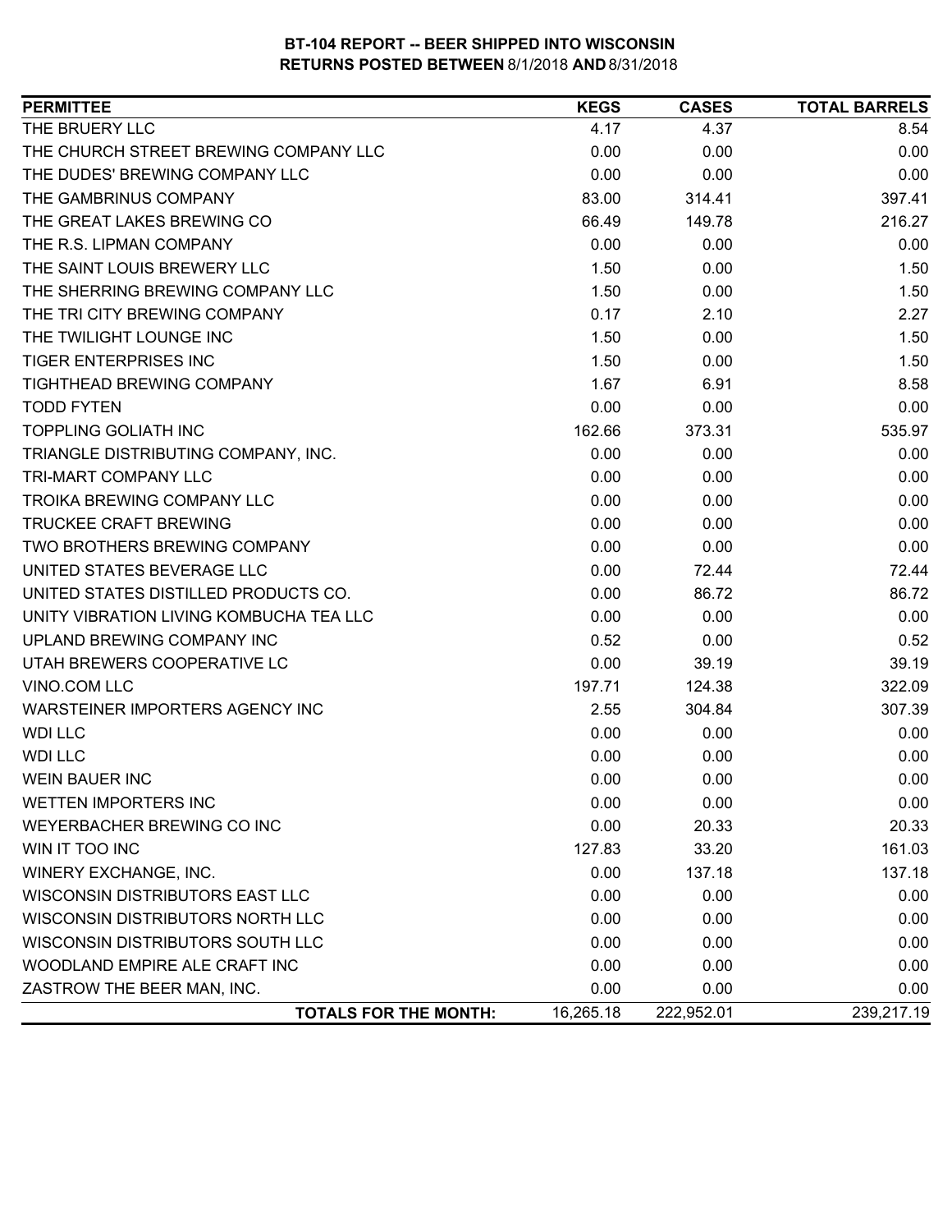# BT-104 REPORT -- BEER SHIPPED INTO WISCONSIN
## RETURNS POSTED BETWEEN 8/1/2018 AND 8/31/2018

| PERMITTEE | KEGS | CASES | TOTAL BARRELS |
|---|---|---|---|
| THE BRUERY LLC | 4.17 | 4.37 | 8.54 |
| THE CHURCH STREET BREWING COMPANY LLC | 0.00 | 0.00 | 0.00 |
| THE DUDES' BREWING COMPANY LLC | 0.00 | 0.00 | 0.00 |
| THE GAMBRINUS COMPANY | 83.00 | 314.41 | 397.41 |
| THE GREAT LAKES BREWING CO | 66.49 | 149.78 | 216.27 |
| THE R.S. LIPMAN COMPANY | 0.00 | 0.00 | 0.00 |
| THE SAINT LOUIS BREWERY LLC | 1.50 | 0.00 | 1.50 |
| THE SHERRING BREWING COMPANY LLC | 1.50 | 0.00 | 1.50 |
| THE TRI CITY BREWING COMPANY | 0.17 | 2.10 | 2.27 |
| THE TWILIGHT LOUNGE INC | 1.50 | 0.00 | 1.50 |
| TIGER ENTERPRISES INC | 1.50 | 0.00 | 1.50 |
| TIGHTHEAD BREWING COMPANY | 1.67 | 6.91 | 8.58 |
| TODD FYTEN | 0.00 | 0.00 | 0.00 |
| TOPPLING GOLIATH INC | 162.66 | 373.31 | 535.97 |
| TRIANGLE DISTRIBUTING COMPANY, INC. | 0.00 | 0.00 | 0.00 |
| TRI-MART COMPANY LLC | 0.00 | 0.00 | 0.00 |
| TROIKA BREWING COMPANY LLC | 0.00 | 0.00 | 0.00 |
| TRUCKEE CRAFT BREWING | 0.00 | 0.00 | 0.00 |
| TWO BROTHERS BREWING COMPANY | 0.00 | 0.00 | 0.00 |
| UNITED STATES BEVERAGE LLC | 0.00 | 72.44 | 72.44 |
| UNITED STATES DISTILLED PRODUCTS CO. | 0.00 | 86.72 | 86.72 |
| UNITY VIBRATION LIVING KOMBUCHA TEA LLC | 0.00 | 0.00 | 0.00 |
| UPLAND BREWING COMPANY INC | 0.52 | 0.00 | 0.52 |
| UTAH BREWERS COOPERATIVE LC | 0.00 | 39.19 | 39.19 |
| VINO.COM LLC | 197.71 | 124.38 | 322.09 |
| WARSTEINER IMPORTERS AGENCY INC | 2.55 | 304.84 | 307.39 |
| WDI LLC | 0.00 | 0.00 | 0.00 |
| WDI LLC | 0.00 | 0.00 | 0.00 |
| WEIN BAUER INC | 0.00 | 0.00 | 0.00 |
| WETTEN IMPORTERS INC | 0.00 | 0.00 | 0.00 |
| WEYERBACHER BREWING CO INC | 0.00 | 20.33 | 20.33 |
| WIN IT TOO INC | 127.83 | 33.20 | 161.03 |
| WINERY EXCHANGE, INC. | 0.00 | 137.18 | 137.18 |
| WISCONSIN DISTRIBUTORS EAST LLC | 0.00 | 0.00 | 0.00 |
| WISCONSIN DISTRIBUTORS NORTH LLC | 0.00 | 0.00 | 0.00 |
| WISCONSIN DISTRIBUTORS SOUTH LLC | 0.00 | 0.00 | 0.00 |
| WOODLAND EMPIRE ALE CRAFT INC | 0.00 | 0.00 | 0.00 |
| ZASTROW THE BEER MAN, INC. | 0.00 | 0.00 | 0.00 |
| **TOTALS FOR THE MONTH:** | 16,265.18 | 222,952.01 | 239,217.19 |